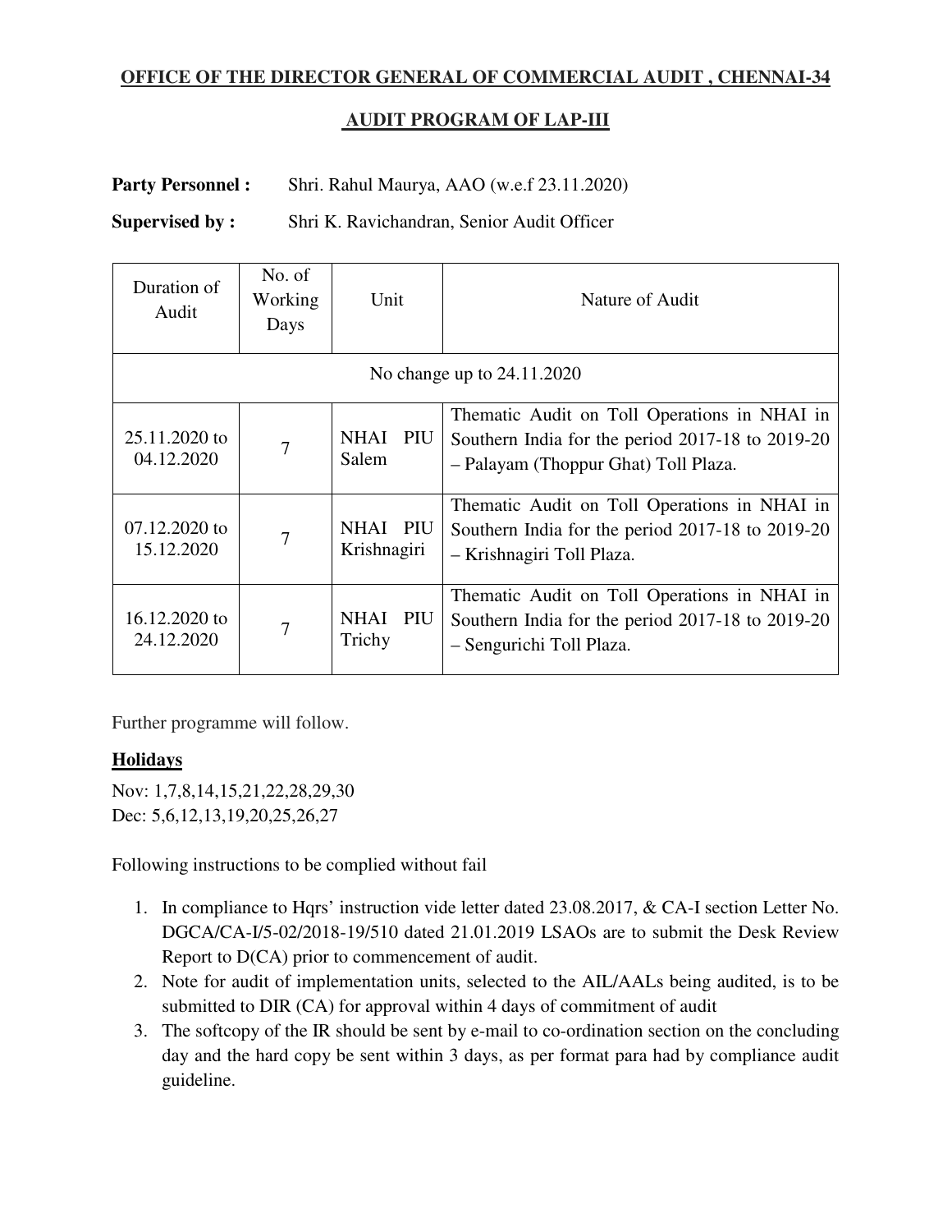**OFFICE OF THE DIRECTOR GENERAL OF COMMERCIAL AUDIT , CHENNAI-34**

**AUDIT PROGRAM OF LAP-III**

**Party Personnel :** Shri. Rahul Maurya, AAO (w.e.f 23.11.2020)

**Supervised by :** Shri K. Ravichandran, Senior Audit Officer

| Duration of Audit | No. of Working Days | Unit | Nature of Audit |
|---|---|---|---|
| No change up to 24.11.2020 | | | |
| 25.11.2020 to 04.12.2020 | 7 | NHAI PIU Salem | Thematic Audit on Toll Operations in NHAI in Southern India for the period 2017-18 to 2019-20 – Palayam (Thoppur Ghat) Toll Plaza. |
| 07.12.2020 to 15.12.2020 | 7 | NHAI PIU Krishnagiri | Thematic Audit on Toll Operations in NHAI in Southern India for the period 2017-18 to 2019-20 – Krishnagiri Toll Plaza. |
| 16.12.2020 to 24.12.2020 | 7 | NHAI PIU Trichy | Thematic Audit on Toll Operations in NHAI in Southern India for the period 2017-18 to 2019-20 – Sengurichi Toll Plaza. |

Further programme will follow.

**Holidays**

Nov: 1,7,8,14,15,21,22,28,29,30
Dec: 5,6,12,13,19,20,25,26,27

Following instructions to be complied without fail

1. In compliance to Hqrs' instruction vide letter dated 23.08.2017, & CA-I section Letter No. DGCA/CA-I/5-02/2018-19/510 dated 21.01.2019 LSAOs are to submit the Desk Review Report to D(CA) prior to commencement of audit.
2. Note for audit of implementation units, selected to the AIL/AALs being audited, is to be submitted to DIR (CA) for approval within 4 days of commitment of audit
3. The softcopy of the IR should be sent by e-mail to co-ordination section on the concluding day and the hard copy be sent within 3 days, as per format para had by compliance audit guideline.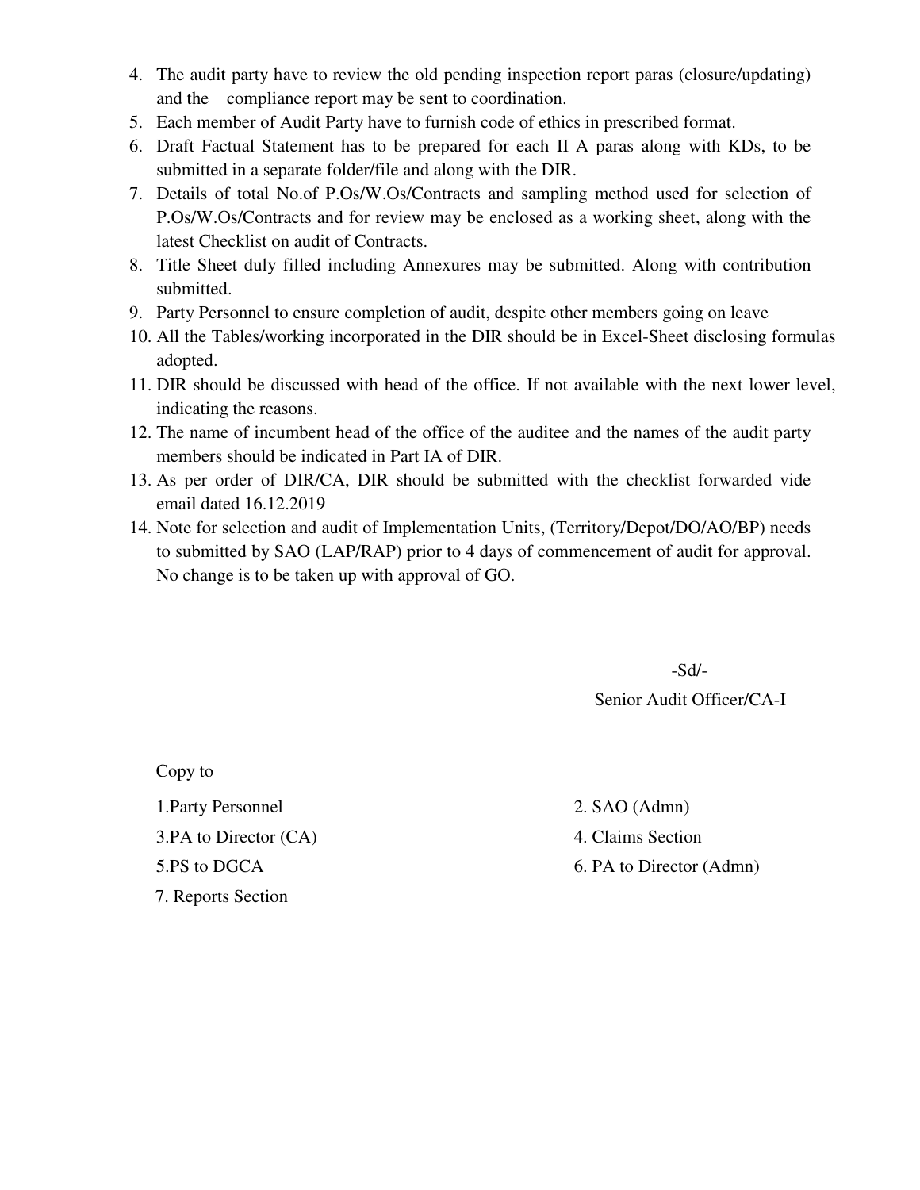4. The audit party have to review the old pending inspection report paras (closure/updating) and the compliance report may be sent to coordination.
5. Each member of Audit Party have to furnish code of ethics in prescribed format.
6. Draft Factual Statement has to be prepared for each II A paras along with KDs, to be submitted in a separate folder/file and along with the DIR.
7. Details of total No.of P.Os/W.Os/Contracts and sampling method used for selection of P.Os/W.Os/Contracts and for review may be enclosed as a working sheet, along with the latest Checklist on audit of Contracts.
8. Title Sheet duly filled including Annexures may be submitted. Along with contribution submitted.
9. Party Personnel to ensure completion of audit, despite other members going on leave
10. All the Tables/working incorporated in the DIR should be in Excel-Sheet disclosing formulas adopted.
11. DIR should be discussed with head of the office. If not available with the next lower level, indicating the reasons.
12. The name of incumbent head of the office of the auditee and the names of the audit party members should be indicated in Part IA of DIR.
13. As per order of DIR/CA, DIR should be submitted with the checklist forwarded vide email dated 16.12.2019
14. Note for selection and audit of Implementation Units, (Territory/Depot/DO/AO/BP) needs to submitted by SAO (LAP/RAP) prior to 4 days of commencement of audit for approval. No change is to be taken up with approval of GO.

-Sd/-

Senior Audit Officer/CA-I

Copy to

1. Party Personnel
2. SAO (Admn)
3. PA to Director (CA)
4. Claims Section
5. PS to DGCA
6. PA to Director (Admn)
7. Reports Section